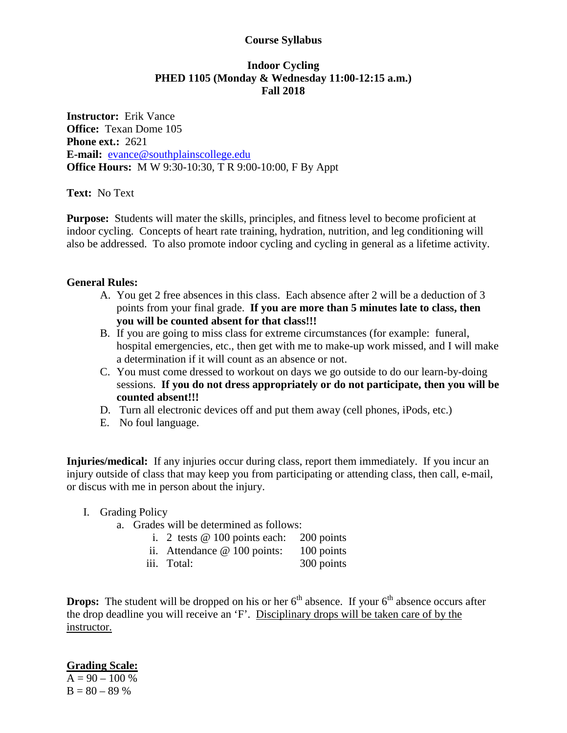# Course Syllabus

## Indoor Cycling
## PHED 1105 (Monday & Wednesday 11:00-12:15 a.m.)
## Fall 2018

**Instructor:** Erik Vance
**Office:** Texan Dome 105
**Phone ext.:** 2621
**E-mail:** evance@southplainscollege.edu
**Office Hours:** M W 9:30-10:30, T R 9:00-10:00, F By Appt

**Text:** No Text

**Purpose:** Students will mater the skills, principles, and fitness level to become proficient at indoor cycling. Concepts of heart rate training, hydration, nutrition, and leg conditioning will also be addressed. To also promote indoor cycling and cycling in general as a lifetime activity.

**General Rules:**

A. You get 2 free absences in this class. Each absence after 2 will be a deduction of 3 points from your final grade. **If you are more than 5 minutes late to class, then you will be counted absent for that class!!!**
B. If you are going to miss class for extreme circumstances (for example: funeral, hospital emergencies, etc., then get with me to make-up work missed, and I will make a determination if it will count as an absence or not.
C. You must come dressed to workout on days we go outside to do our learn-by-doing sessions. **If you do not dress appropriately or do not participate, then you will be counted absent!!!**
D. Turn all electronic devices off and put them away (cell phones, iPods, etc.)
E. No foul language.

**Injuries/medical:** If any injuries occur during class, report them immediately. If you incur an injury outside of class that may keep you from participating or attending class, then call, e-mail, or discus with me in person about the injury.

I. Grading Policy
   a. Grades will be determined as follows:
      i. 2 tests @ 100 points each: 200 points
      ii. Attendance @ 100 points: 100 points
      iii. Total: 300 points

**Drops:** The student will be dropped on his or her 6th absence. If your 6th absence occurs after the drop deadline you will receive an 'F'. Disciplinary drops will be taken care of by the instructor.

**Grading Scale:**
A = 90 – 100 %
B = 80 – 89 %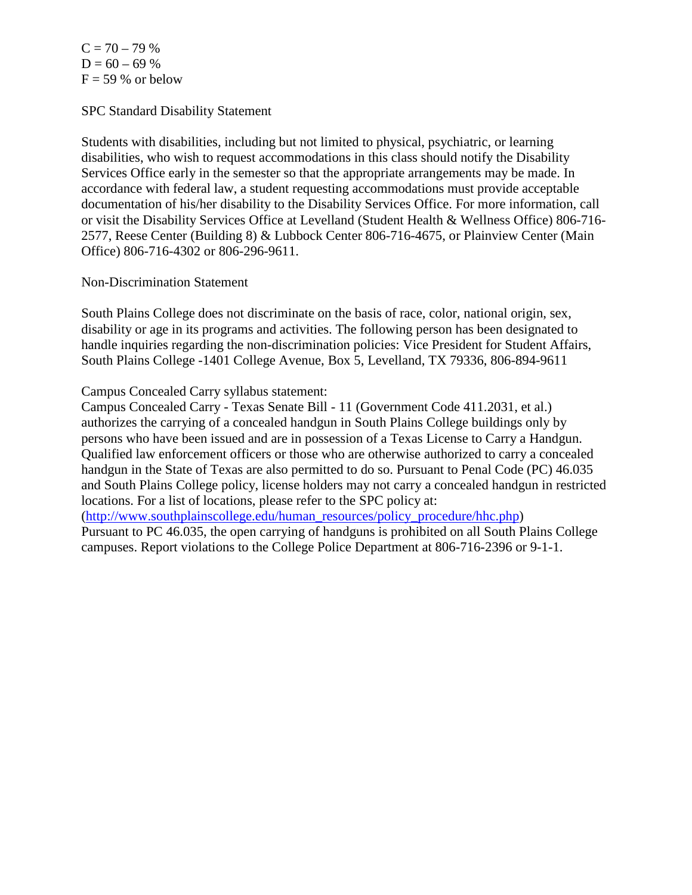C = 70 – 79 %
D = 60 – 69 %
F = 59 % or below

SPC Standard Disability Statement

Students with disabilities, including but not limited to physical, psychiatric, or learning disabilities, who wish to request accommodations in this class should notify the Disability Services Office early in the semester so that the appropriate arrangements may be made. In accordance with federal law, a student requesting accommodations must provide acceptable documentation of his/her disability to the Disability Services Office. For more information, call or visit the Disability Services Office at Levelland (Student Health & Wellness Office) 806-716-2577, Reese Center (Building 8) & Lubbock Center 806-716-4675, or Plainview Center (Main Office) 806-716-4302 or 806-296-9611.

Non-Discrimination Statement

South Plains College does not discriminate on the basis of race, color, national origin, sex, disability or age in its programs and activities. The following person has been designated to handle inquiries regarding the non-discrimination policies: Vice President for Student Affairs, South Plains College -1401 College Avenue, Box 5, Levelland, TX 79336, 806-894-9611

Campus Concealed Carry syllabus statement:
Campus Concealed Carry - Texas Senate Bill - 11 (Government Code 411.2031, et al.) authorizes the carrying of a concealed handgun in South Plains College buildings only by persons who have been issued and are in possession of a Texas License to Carry a Handgun. Qualified law enforcement officers or those who are otherwise authorized to carry a concealed handgun in the State of Texas are also permitted to do so. Pursuant to Penal Code (PC) 46.035 and South Plains College policy, license holders may not carry a concealed handgun in restricted locations. For a list of locations, please refer to the SPC policy at:
(http://www.southplainscollege.edu/human_resources/policy_procedure/hhc.php)
Pursuant to PC 46.035, the open carrying of handguns is prohibited on all South Plains College campuses. Report violations to the College Police Department at 806-716-2396 or 9-1-1.